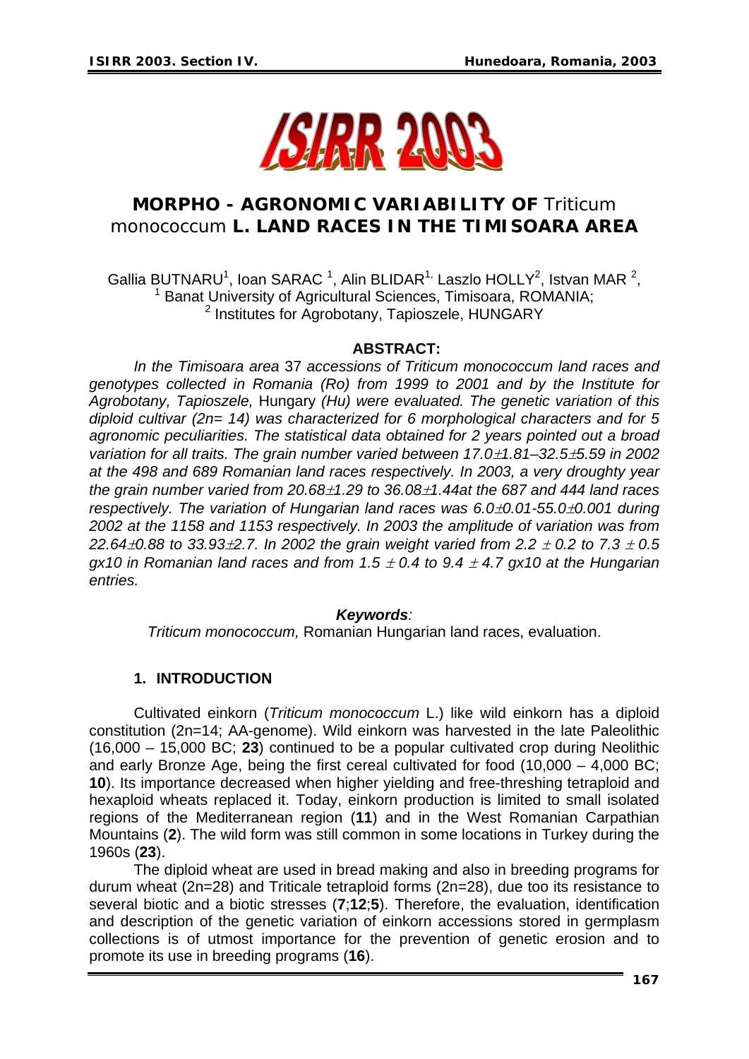# MORPHO - AGRONOMIC VARIABILITY OF *Triticum monococcum* L. LAND RACES IN THE TIMISOARA AREA

Gallia BUTNARU[1], Ioan SARAC [1], Alin BLIDAR[1], Laszlo HOLLY[2], Istvan MAR [2],

[1] Banat University of Agricultural Sciences, Timisoara, ROMANIA;

[2] Institutes for Agrobotany, Tapioszele, HUNGARY

**ABSTRACT:**

*In the Timisoara area* 37 *accessions of Triticum monococcum land races and genotypes collected in Romania (Ro) from 1999 to 2001 and by the Institute for Agrobotany, Tapioszele,* Hungary *(Hu) were evaluated. The genetic variation of this diploid cultivar (2n= 14) was characterized for 6 morphological characters and for 5 agronomic peculiarities. The statistical data obtained for 2 years pointed out a broad variation for all traits. The grain number varied between 17.0±1.81–32.5±5.59 in 2002 at the 498 and 689 Romanian land races respectively. In 2003, a very droughty year the grain number varied from 20.68±1.29 to 36.08±1.44at the 687 and 444 land races respectively. The variation of Hungarian land races was 6.0±0.01-55.0±0.001 during 2002 at the 1158 and 1153 respectively. In 2003 the amplitude of variation was from 22.64±0.88 to 33.93±2.7. In 2002 the grain weight varied from 2.2 ± 0.2 to 7.3 ± 0.5 gx10 in Romanian land races and from 1.5 ± 0.4 to 9.4 ± 4.7 gx10 at the Hungarian entries.*

***Keywords**:*

*Triticum monococcum,* Romanian Hungarian land races, evaluation.

## 1. INTRODUCTION

Cultivated einkorn (*Triticum monococcum* L.) like wild einkorn has a diploid constitution (2n=14; AA-genome). Wild einkorn was harvested in the late Paleolithic (16,000 – 15,000 BC; **23**) continued to be a popular cultivated crop during Neolithic and early Bronze Age, being the first cereal cultivated for food (10,000 – 4,000 BC; **10**). Its importance decreased when higher yielding and free-threshing tetraploid and hexaploid wheats replaced it. Today, einkorn production is limited to small isolated regions of the Mediterranean region (**11**) and in the West Romanian Carpathian Mountains (**2**). The wild form was still common in some locations in Turkey during the 1960s (**23**).

The diploid wheat are used in bread making and also in breeding programs for durum wheat (2n=28) and Triticale tetraploid forms (2n=28), due too its resistance to several biotic and a biotic stresses (**7**;**12**;**5**). Therefore, the evaluation, identification and description of the genetic variation of einkorn accessions stored in germplasm collections is of utmost importance for the prevention of genetic erosion and to promote its use in breeding programs (**16**).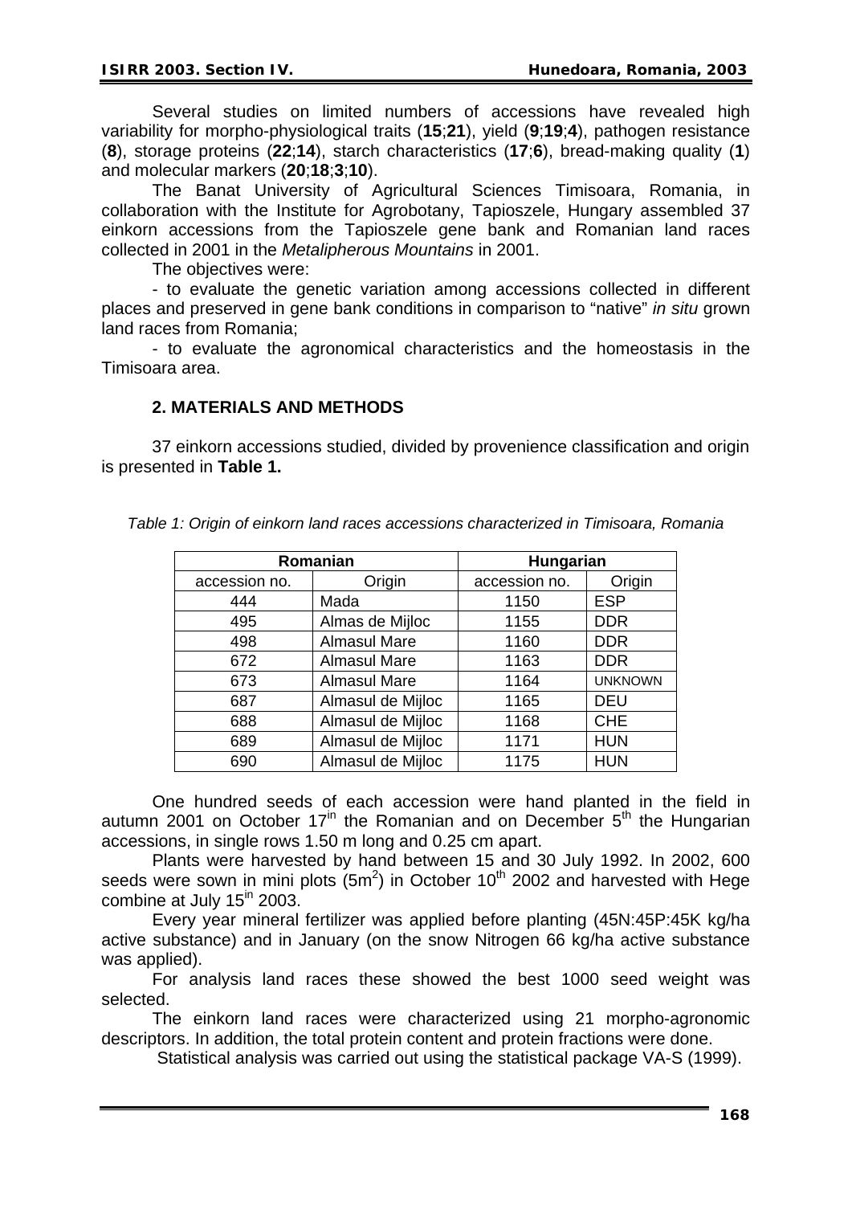Several studies on limited numbers of accessions have revealed high variability for morpho-physiological traits (**15**;**21**), yield (**9**;**19**;**4**), pathogen resistance (**8**), storage proteins (**22**;**14**), starch characteristics (**17**;**6**), bread-making quality (**1**) and molecular markers (**20**;**18**;**3**;**10**).

The Banat University of Agricultural Sciences Timisoara, Romania, in collaboration with the Institute for Agrobotany, Tapioszele, Hungary assembled 37 einkorn accessions from the Tapioszele gene bank and Romanian land races collected in 2001 in the *Metalipherous Mountains* in 2001.

The objectives were:

- to evaluate the genetic variation among accessions collected in different places and preserved in gene bank conditions in comparison to "native" *in situ* grown land races from Romania;

- to evaluate the agronomical characteristics and the homeostasis in the Timisoara area.

## 2. MATERIALS AND METHODS

37 einkorn accessions studied, divided by provenience classification and origin is presented in **Table 1.**

*Table 1: Origin of einkorn land races accessions characterized in Timisoara, Romania*

| Romanian | | Hungarian | |
|---|---|---|---|
| accession no. | Origin | accession no. | Origin |
| 444 | Mada | 1150 | ESP |
| 495 | Almas de Mijloc | 1155 | DDR |
| 498 | Almasul Mare | 1160 | DDR |
| 672 | Almasul Mare | 1163 | DDR |
| 673 | Almasul Mare | 1164 | UNKNOWN |
| 687 | Almasul de Mijloc | 1165 | DEU |
| 688 | Almasul de Mijloc | 1168 | CHE |
| 689 | Almasul de Mijloc | 1171 | HUN |
| 690 | Almasul de Mijloc | 1175 | HUN |

One hundred seeds of each accession were hand planted in the field in autumn 2001 on October 17$^{in}$ the Romanian and on December 5$^{th}$ the Hungarian accessions, in single rows 1.50 m long and 0.25 cm apart.

Plants were harvested by hand between 15 and 30 July 1992. In 2002, 600 seeds were sown in mini plots (5m$^2$) in October 10$^{th}$ 2002 and harvested with Hege combine at July 15$^{in}$ 2003.

Every year mineral fertilizer was applied before planting (45N:45P:45K kg/ha active substance) and in January (on the snow Nitrogen 66 kg/ha active substance was applied).

For analysis land races these showed the best 1000 seed weight was selected.

The einkorn land races were characterized using 21 morpho-agronomic descriptors. In addition, the total protein content and protein fractions were done.

Statistical analysis was carried out using the statistical package VA-S (1999).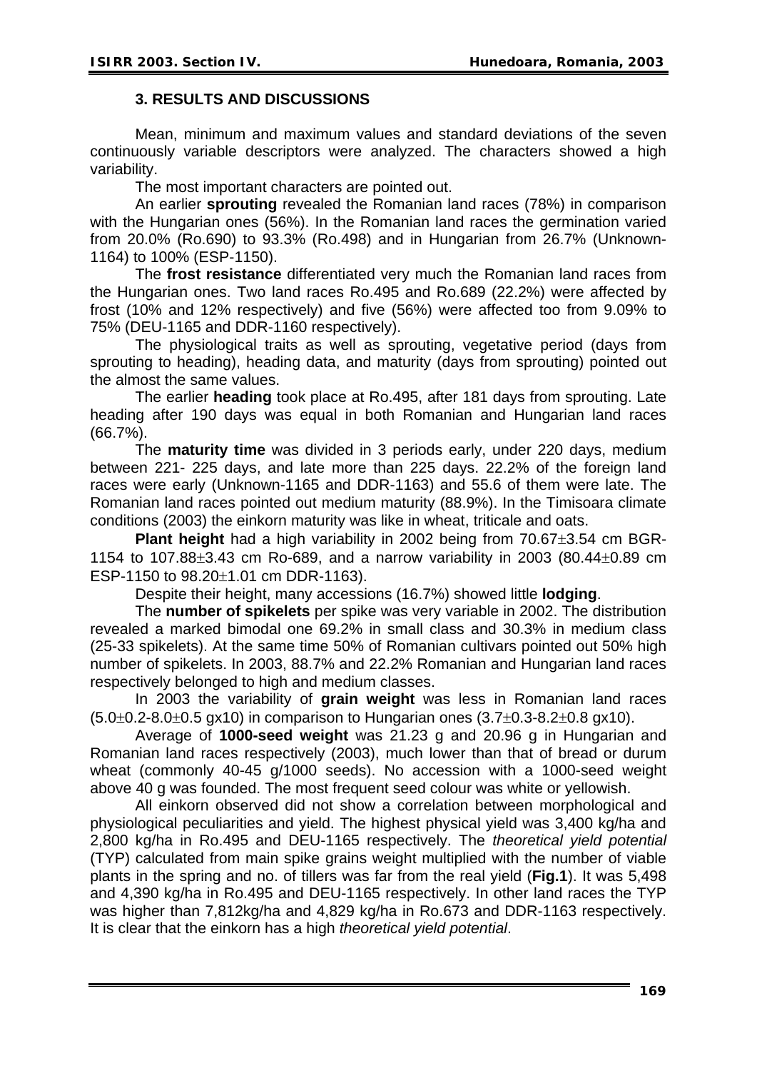### 3. RESULTS AND DISCUSSIONS

Mean, minimum and maximum values and standard deviations of the seven continuously variable descriptors were analyzed. The characters showed a high variability.

The most important characters are pointed out.

An earlier **sprouting** revealed the Romanian land races (78%) in comparison with the Hungarian ones (56%). In the Romanian land races the germination varied from 20.0% (Ro.690) to 93.3% (Ro.498) and in Hungarian from 26.7% (Unknown-1164) to 100% (ESP-1150).

The **frost resistance** differentiated very much the Romanian land races from the Hungarian ones. Two land races Ro.495 and Ro.689 (22.2%) were affected by frost (10% and 12% respectively) and five (56%) were affected too from 9.09% to 75% (DEU-1165 and DDR-1160 respectively).

The physiological traits as well as sprouting, vegetative period (days from sprouting to heading), heading data, and maturity (days from sprouting) pointed out the almost the same values.

The earlier **heading** took place at Ro.495, after 181 days from sprouting. Late heading after 190 days was equal in both Romanian and Hungarian land races (66.7%).

The **maturity time** was divided in 3 periods early, under 220 days, medium between 221- 225 days, and late more than 225 days. 22.2% of the foreign land races were early (Unknown-1165 and DDR-1163) and 55.6 of them were late. The Romanian land races pointed out medium maturity (88.9%). In the Timisoara climate conditions (2003) the einkorn maturity was like in wheat, triticale and oats.

**Plant height** had a high variability in 2002 being from 70.67±3.54 cm BGR-1154 to 107.88±3.43 cm Ro-689, and a narrow variability in 2003 (80.44±0.89 cm ESP-1150 to 98.20±1.01 cm DDR-1163).

Despite their height, many accessions (16.7%) showed little **lodging**.

The **number of spikelets** per spike was very variable in 2002. The distribution revealed a marked bimodal one 69.2% in small class and 30.3% in medium class (25-33 spikelets). At the same time 50% of Romanian cultivars pointed out 50% high number of spikelets. In 2003, 88.7% and 22.2% Romanian and Hungarian land races respectively belonged to high and medium classes.

In 2003 the variability of **grain weight** was less in Romanian land races (5.0±0.2-8.0±0.5 gx10) in comparison to Hungarian ones (3.7±0.3-8.2±0.8 gx10).

Average of **1000-seed weight** was 21.23 g and 20.96 g in Hungarian and Romanian land races respectively (2003), much lower than that of bread or durum wheat (commonly 40-45 g/1000 seeds). No accession with a 1000-seed weight above 40 g was founded. The most frequent seed colour was white or yellowish.

All einkorn observed did not show a correlation between morphological and physiological peculiarities and yield. The highest physical yield was 3,400 kg/ha and 2,800 kg/ha in Ro.495 and DEU-1165 respectively. The *theoretical yield potential* (TYP) calculated from main spike grains weight multiplied with the number of viable plants in the spring and no. of tillers was far from the real yield (**Fig.1**). It was 5,498 and 4,390 kg/ha in Ro.495 and DEU-1165 respectively. In other land races the TYP was higher than 7,812kg/ha and 4,829 kg/ha in Ro.673 and DDR-1163 respectively. It is clear that the einkorn has a high *theoretical yield potential*.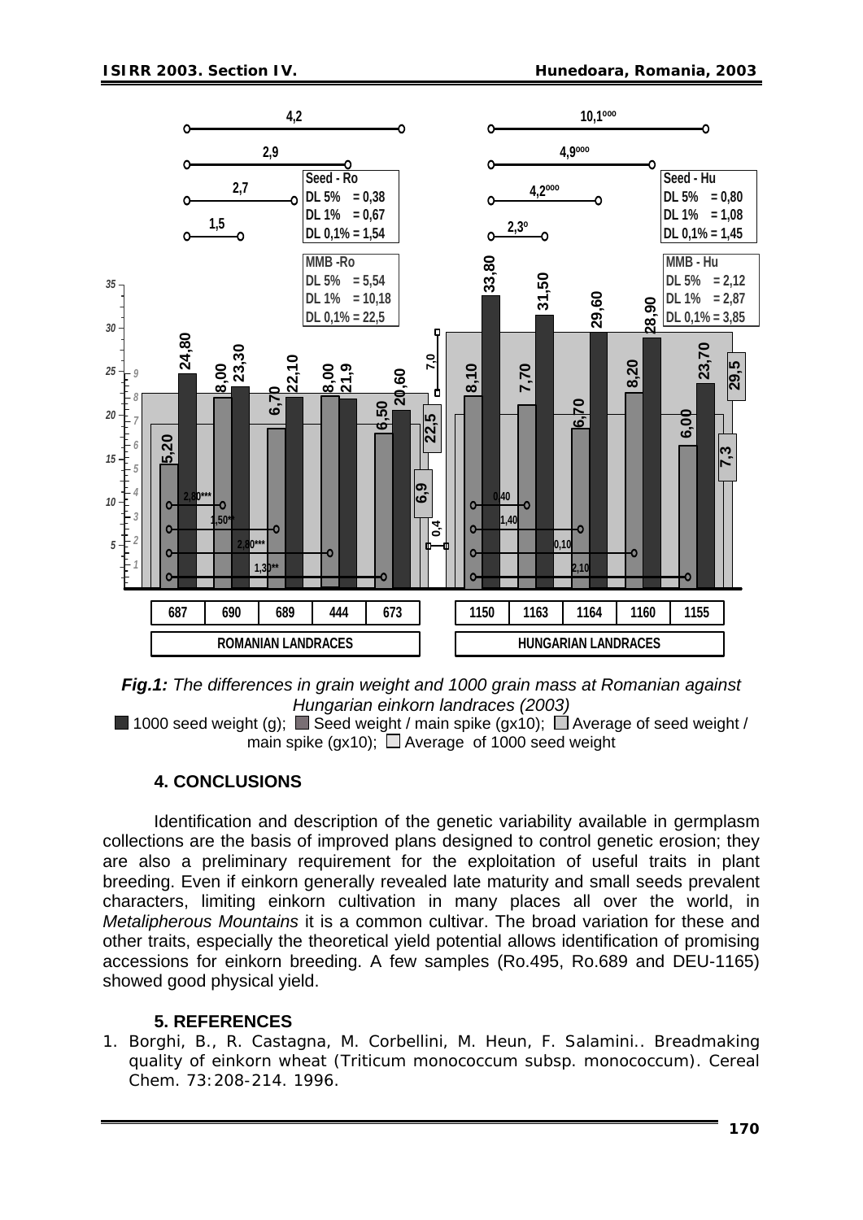4,2

2,9

2,7

1,5

Seed - Ro
DL 5% = 0,38
DL 1% = 0,67
DL 0,1% = 1,54

MMB -Ro
DL 5% = 5,54
DL 1% = 10,18
DL 0,1% = 22,5

10,1ººº

4,9ººº

4,2ººº

2,3º

Seed - Hu
DL 5% = 0,80
DL 1% = 1,08
DL 0,1% = 1,45

MMB - Hu
DL 5% = 2,12
DL 1% = 2,87
DL 0,1% = 3,85

24,80 8,00 23,30 6,70 22,10 8,00 21,9 6,50 20,60 7,0 22,5 6,9 0,4

5,20

2,80*** 1,50** 2,80*** 1,30**

33,80 31,50 29,60 28,90 8,10 7,70 8,20 23,70 29,5 6,70 6,00 7,3

0,40 1,40 0,10 2,10

| 687 | 690 | 689 | 444 | 673 |
|---|---|---|---|---|

ROMANIAN LANDRACES

| 1150 | 1163 | 1164 | 1160 | 1155 |
|---|---|---|---|---|

HUNGARIAN LANDRACES

***Fig.1:*** *The differences in grain weight and 1000 grain mass at Romanian against Hungarian einkorn landraces (2003)*

1000 seed weight (g); Seed weight / main spike (gx10); Average of seed weight / main spike (gx10); Average of 1000 seed weight

## 4. CONCLUSIONS

Identification and description of the genetic variability available in germplasm collections are the basis of improved plans designed to control genetic erosion; they are also a preliminary requirement for the exploitation of useful traits in plant breeding. Even if einkorn generally revealed late maturity and small seeds prevalent characters, limiting einkorn cultivation in many places all over the world, in *Metalipherous Mountains* it is a common cultivar. The broad variation for these and other traits, especially the theoretical yield potential allows identification of promising accessions for einkorn breeding. A few samples (Ro.495, Ro.689 and DEU-1165) showed good physical yield.

## 5. REFERENCES

1. Borghi, B., R. Castagna, M. Corbellini, M. Heun, F. Salamini.. Breadmaking quality of einkorn wheat (Triticum monococcum subsp. monococcum). Cereal Chem. 73:208-214. 1996.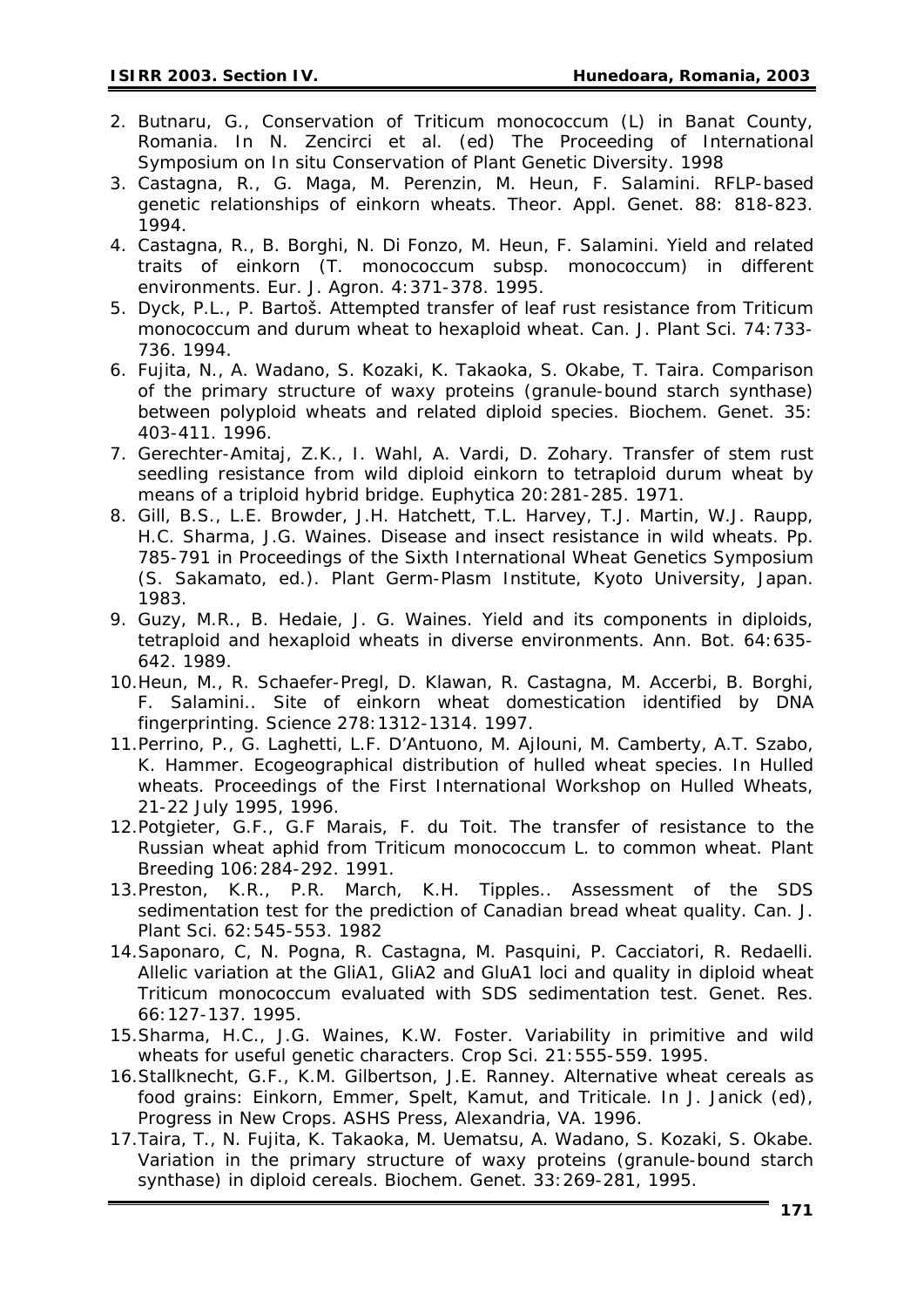2. Butnaru, G., Conservation of Triticum monococcum (L) in Banat County, Romania. In N. Zencirci et al. (ed) The Proceeding of International Symposium on In situ Conservation of Plant Genetic Diversity. 1998
3. Castagna, R., G. Maga, M. Perenzin, M. Heun, F. Salamini. RFLP-based genetic relationships of einkorn wheats. Theor. Appl. Genet. 88: 818-823. 1994.
4. Castagna, R., B. Borghi, N. Di Fonzo, M. Heun, F. Salamini. Yield and related traits of einkorn (T. monococcum subsp. monococcum) in different environments. Eur. J. Agron. 4:371-378. 1995.
5. Dyck, P.L., P. Bartoš. Attempted transfer of leaf rust resistance from Triticum monococcum and durum wheat to hexaploid wheat. Can. J. Plant Sci. 74:733-736. 1994.
6. Fujita, N., A. Wadano, S. Kozaki, K. Takaoka, S. Okabe, T. Taira. Comparison of the primary structure of waxy proteins (granule-bound starch synthase) between polyploid wheats and related diploid species. Biochem. Genet. 35: 403-411. 1996.
7. Gerechter-Amitaj, Z.K., I. Wahl, A. Vardi, D. Zohary. Transfer of stem rust seedling resistance from wild diploid einkorn to tetraploid durum wheat by means of a triploid hybrid bridge. Euphytica 20:281-285. 1971.
8. Gill, B.S., L.E. Browder, J.H. Hatchett, T.L. Harvey, T.J. Martin, W.J. Raupp, H.C. Sharma, J.G. Waines. Disease and insect resistance in wild wheats. Pp. 785-791 in Proceedings of the Sixth International Wheat Genetics Symposium (S. Sakamato, ed.). Plant Germ-Plasm Institute, Kyoto University, Japan. 1983.
9. Guzy, M.R., B. Hedaie, J. G. Waines. Yield and its components in diploids, tetraploid and hexaploid wheats in diverse environments. Ann. Bot. 64:635-642. 1989.
10. Heun, M., R. Schaefer-Pregl, D. Klawan, R. Castagna, M. Accerbi, B. Borghi, F. Salamini.. Site of einkorn wheat domestication identified by DNA fingerprinting. Science 278:1312-1314. 1997.
11. Perrino, P., G. Laghetti, L.F. D'Antuono, M. Ajlouni, M. Camberty, A.T. Szabo, K. Hammer. Ecogeographical distribution of hulled wheat species. In Hulled wheats. Proceedings of the First International Workshop on Hulled Wheats, 21-22 July 1995, 1996.
12. Potgieter, G.F., G.F Marais, F. du Toit. The transfer of resistance to the Russian wheat aphid from Triticum monococcum L. to common wheat. Plant Breeding 106:284-292. 1991.
13. Preston, K.R., P.R. March, K.H. Tipples.. Assessment of the SDS sedimentation test for the prediction of Canadian bread wheat quality. Can. J. Plant Sci. 62:545-553. 1982
14. Saponaro, C, N. Pogna, R. Castagna, M. Pasquini, P. Cacciatori, R. Redaelli. Allelic variation at the GliA1, GliA2 and GluA1 loci and quality in diploid wheat Triticum monococcum evaluated with SDS sedimentation test. Genet. Res. 66:127-137. 1995.
15. Sharma, H.C., J.G. Waines, K.W. Foster. Variability in primitive and wild wheats for useful genetic characters. Crop Sci. 21:555-559. 1995.
16. Stallknecht, G.F., K.M. Gilbertson, J.E. Ranney. Alternative wheat cereals as food grains: Einkorn, Emmer, Spelt, Kamut, and Triticale. In J. Janick (ed), Progress in New Crops. ASHS Press, Alexandria, VA. 1996.
17. Taira, T., N. Fujita, K. Takaoka, M. Uematsu, A. Wadano, S. Kozaki, S. Okabe. Variation in the primary structure of waxy proteins (granule-bound starch synthase) in diploid cereals. Biochem. Genet. 33:269-281, 1995.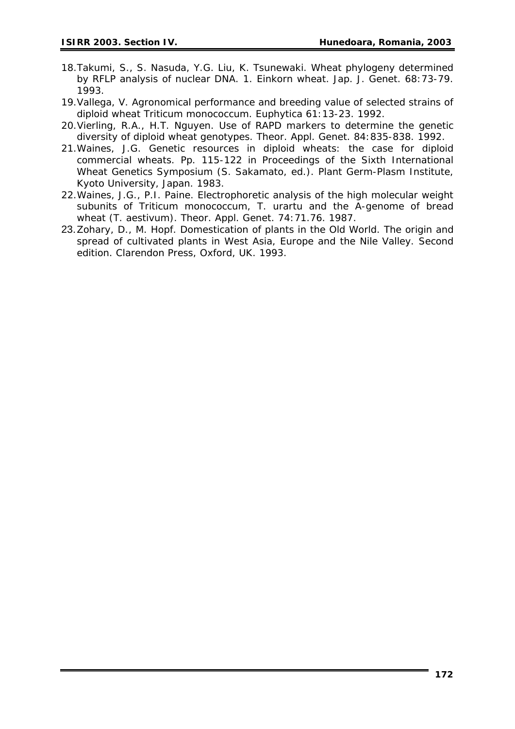18. Takumi, S., S. Nasuda, Y.G. Liu, K. Tsunewaki. Wheat phylogeny determined by RFLP analysis of nuclear DNA. 1. Einkorn wheat. Jap. J. Genet. 68:73-79. 1993.
19. Vallega, V. Agronomical performance and breeding value of selected strains of diploid wheat Triticum monococcum. Euphytica 61:13-23. 1992.
20. Vierling, R.A., H.T. Nguyen. Use of RAPD markers to determine the genetic diversity of diploid wheat genotypes. Theor. Appl. Genet. 84:835-838. 1992.
21. Waines, J.G. Genetic resources in diploid wheats: the case for diploid commercial wheats. Pp. 115-122 in Proceedings of the Sixth International Wheat Genetics Symposium (S. Sakamato, ed.). Plant Germ-Plasm Institute, Kyoto University, Japan. 1983.
22. Waines, J.G., P.I. Paine. Electrophoretic analysis of the high molecular weight subunits of Triticum monococcum, T. urartu and the A-genome of bread wheat (T. aestivum). Theor. Appl. Genet. 74:71.76. 1987.
23. Zohary, D., M. Hopf. Domestication of plants in the Old World. The origin and spread of cultivated plants in West Asia, Europe and the Nile Valley. Second edition. Clarendon Press, Oxford, UK. 1993.